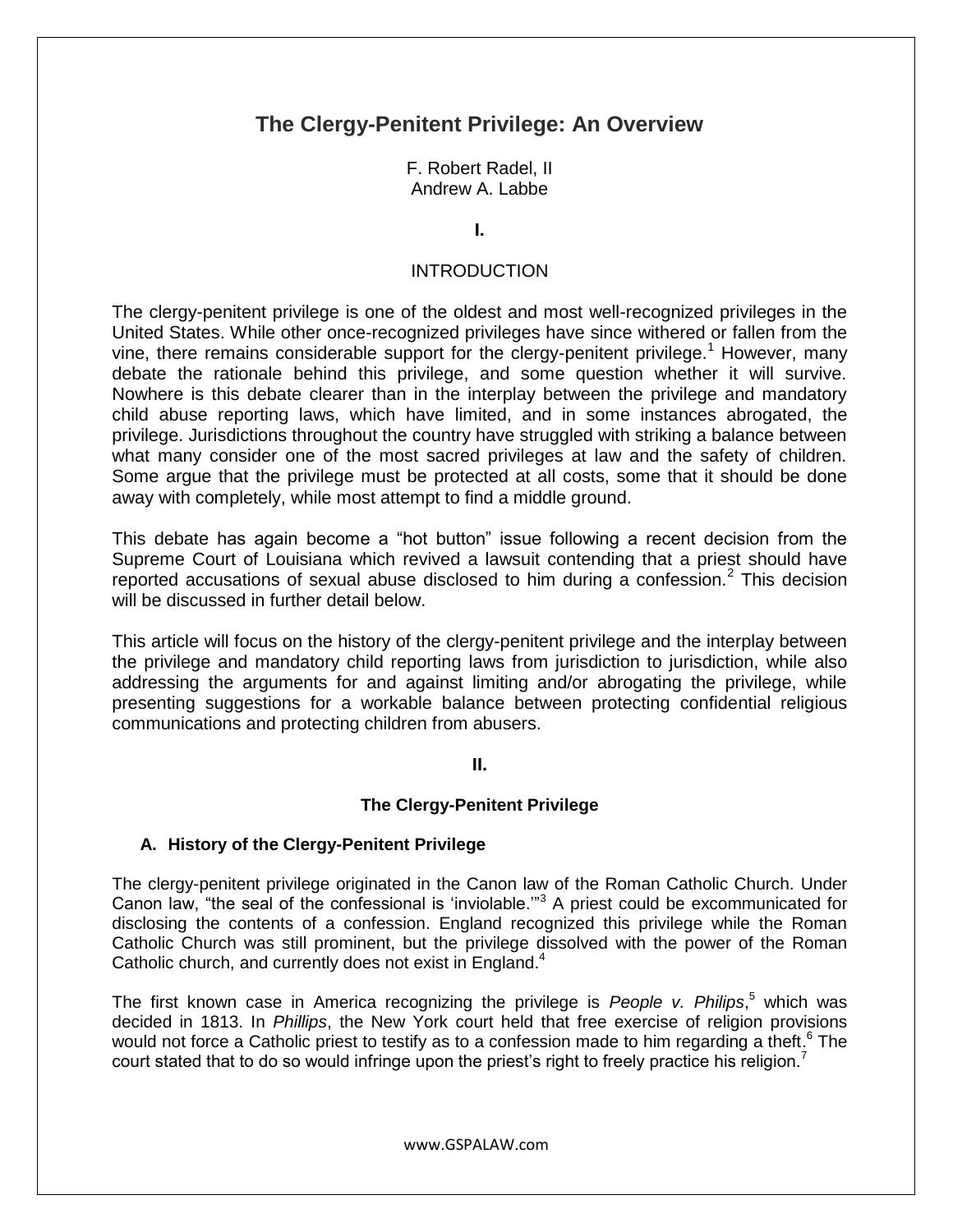# The Clergy-Penitent Privilege: An Overview

F. Robert Radel, II
Andrew A. Labbe

## I.

## INTRODUCTION

The clergy-penitent privilege is one of the oldest and most well-recognized privileges in the United States. While other once-recognized privileges have since withered or fallen from the vine, there remains considerable support for the clergy-penitent privilege.[1] However, many debate the rationale behind this privilege, and some question whether it will survive. Nowhere is this debate clearer than in the interplay between the privilege and mandatory child abuse reporting laws, which have limited, and in some instances abrogated, the privilege. Jurisdictions throughout the country have struggled with striking a balance between what many consider one of the most sacred privileges at law and the safety of children. Some argue that the privilege must be protected at all costs, some that it should be done away with completely, while most attempt to find a middle ground.

This debate has again become a "hot button" issue following a recent decision from the Supreme Court of Louisiana which revived a lawsuit contending that a priest should have reported accusations of sexual abuse disclosed to him during a confession.[2] This decision will be discussed in further detail below.

This article will focus on the history of the clergy-penitent privilege and the interplay between the privilege and mandatory child reporting laws from jurisdiction to jurisdiction, while also addressing the arguments for and against limiting and/or abrogating the privilege, while presenting suggestions for a workable balance between protecting confidential religious communications and protecting children from abusers.

## II.

## The Clergy-Penitent Privilege

### A. History of the Clergy-Penitent Privilege

The clergy-penitent privilege originated in the Canon law of the Roman Catholic Church. Under Canon law, "the seal of the confessional is 'inviolable.'"[3] A priest could be excommunicated for disclosing the contents of a confession. England recognized this privilege while the Roman Catholic Church was still prominent, but the privilege dissolved with the power of the Roman Catholic church, and currently does not exist in England.[4]

The first known case in America recognizing the privilege is *People v. Philips*,[5] which was decided in 1813. In *Phillips*, the New York court held that free exercise of religion provisions would not force a Catholic priest to testify as to a confession made to him regarding a theft.[6] The court stated that to do so would infringe upon the priest's right to freely practice his religion.[7]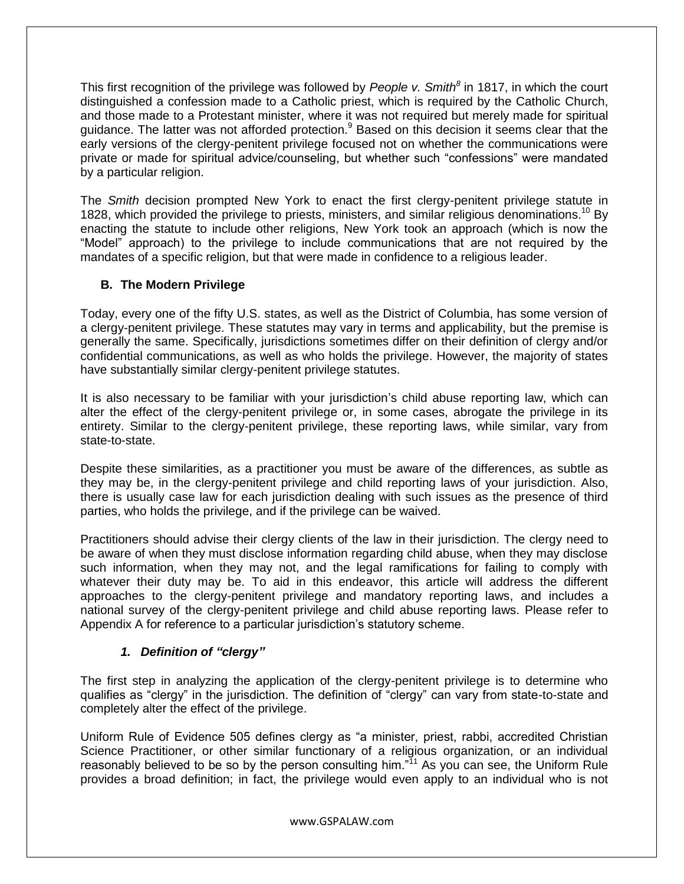This first recognition of the privilege was followed by *People v. Smith*[8] in 1817, in which the court distinguished a confession made to a Catholic priest, which is required by the Catholic Church, and those made to a Protestant minister, where it was not required but merely made for spiritual guidance. The latter was not afforded protection.[9] Based on this decision it seems clear that the early versions of the clergy-penitent privilege focused not on whether the communications were private or made for spiritual advice/counseling, but whether such "confessions" were mandated by a particular religion.

The *Smith* decision prompted New York to enact the first clergy-penitent privilege statute in 1828, which provided the privilege to priests, ministers, and similar religious denominations.[10] By enacting the statute to include other religions, New York took an approach (which is now the "Model" approach) to the privilege to include communications that are not required by the mandates of a specific religion, but that were made in confidence to a religious leader.

### B. The Modern Privilege

Today, every one of the fifty U.S. states, as well as the District of Columbia, has some version of a clergy-penitent privilege. These statutes may vary in terms and applicability, but the premise is generally the same. Specifically, jurisdictions sometimes differ on their definition of clergy and/or confidential communications, as well as who holds the privilege. However, the majority of states have substantially similar clergy-penitent privilege statutes.

It is also necessary to be familiar with your jurisdiction's child abuse reporting law, which can alter the effect of the clergy-penitent privilege or, in some cases, abrogate the privilege in its entirety. Similar to the clergy-penitent privilege, these reporting laws, while similar, vary from state-to-state.

Despite these similarities, as a practitioner you must be aware of the differences, as subtle as they may be, in the clergy-penitent privilege and child reporting laws of your jurisdiction. Also, there is usually case law for each jurisdiction dealing with such issues as the presence of third parties, who holds the privilege, and if the privilege can be waived.

Practitioners should advise their clergy clients of the law in their jurisdiction. The clergy need to be aware of when they must disclose information regarding child abuse, when they may disclose such information, when they may not, and the legal ramifications for failing to comply with whatever their duty may be. To aid in this endeavor, this article will address the different approaches to the clergy-penitent privilege and mandatory reporting laws, and includes a national survey of the clergy-penitent privilege and child abuse reporting laws. Please refer to Appendix A for reference to a particular jurisdiction's statutory scheme.

#### *1. Definition of "clergy"*

The first step in analyzing the application of the clergy-penitent privilege is to determine who qualifies as "clergy" in the jurisdiction. The definition of "clergy" can vary from state-to-state and completely alter the effect of the privilege.

Uniform Rule of Evidence 505 defines clergy as "a minister, priest, rabbi, accredited Christian Science Practitioner, or other similar functionary of a religious organization, or an individual reasonably believed to be so by the person consulting him."[11] As you can see, the Uniform Rule provides a broad definition; in fact, the privilege would even apply to an individual who is not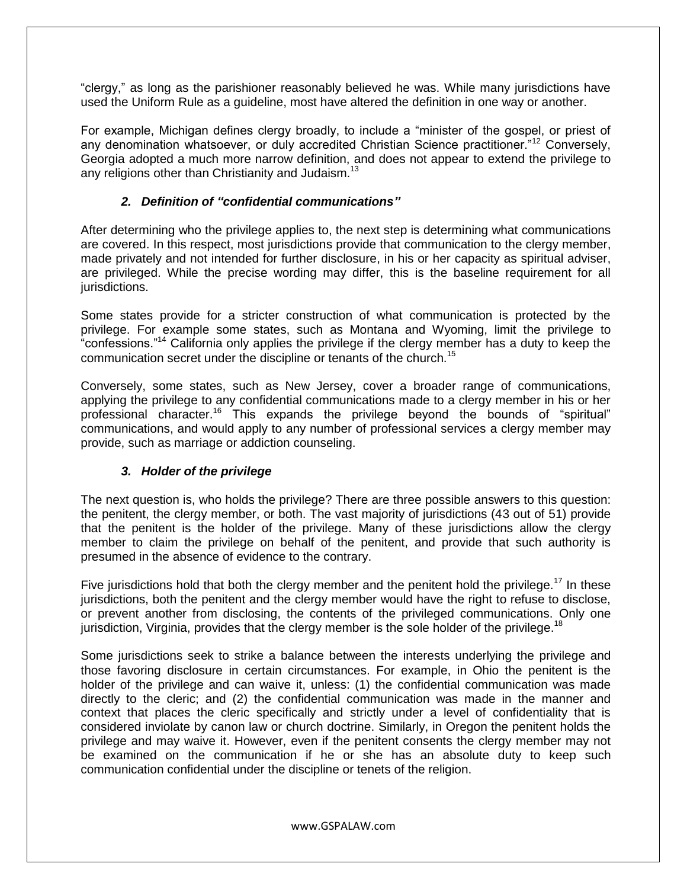"clergy," as long as the parishioner reasonably believed he was. While many jurisdictions have used the Uniform Rule as a guideline, most have altered the definition in one way or another.

For example, Michigan defines clergy broadly, to include a "minister of the gospel, or priest of any denomination whatsoever, or duly accredited Christian Science practitioner."[12] Conversely, Georgia adopted a much more narrow definition, and does not appear to extend the privilege to any religions other than Christianity and Judaism.[13]

### *2. Definition of "confidential communications"*

After determining who the privilege applies to, the next step is determining what communications are covered. In this respect, most jurisdictions provide that communication to the clergy member, made privately and not intended for further disclosure, in his or her capacity as spiritual adviser, are privileged. While the precise wording may differ, this is the baseline requirement for all jurisdictions.

Some states provide for a stricter construction of what communication is protected by the privilege. For example some states, such as Montana and Wyoming, limit the privilege to "confessions."[14] California only applies the privilege if the clergy member has a duty to keep the communication secret under the discipline or tenants of the church.[15]

Conversely, some states, such as New Jersey, cover a broader range of communications, applying the privilege to any confidential communications made to a clergy member in his or her professional character.[16] This expands the privilege beyond the bounds of "spiritual" communications, and would apply to any number of professional services a clergy member may provide, such as marriage or addiction counseling.

### *3. Holder of the privilege*

The next question is, who holds the privilege? There are three possible answers to this question: the penitent, the clergy member, or both. The vast majority of jurisdictions (43 out of 51) provide that the penitent is the holder of the privilege. Many of these jurisdictions allow the clergy member to claim the privilege on behalf of the penitent, and provide that such authority is presumed in the absence of evidence to the contrary.

Five jurisdictions hold that both the clergy member and the penitent hold the privilege.[17] In these jurisdictions, both the penitent and the clergy member would have the right to refuse to disclose, or prevent another from disclosing, the contents of the privileged communications. Only one jurisdiction, Virginia, provides that the clergy member is the sole holder of the privilege.[18]

Some jurisdictions seek to strike a balance between the interests underlying the privilege and those favoring disclosure in certain circumstances. For example, in Ohio the penitent is the holder of the privilege and can waive it, unless: (1) the confidential communication was made directly to the cleric; and (2) the confidential communication was made in the manner and context that places the cleric specifically and strictly under a level of confidentiality that is considered inviolate by canon law or church doctrine. Similarly, in Oregon the penitent holds the privilege and may waive it. However, even if the penitent consents the clergy member may not be examined on the communication if he or she has an absolute duty to keep such communication confidential under the discipline or tenets of the religion.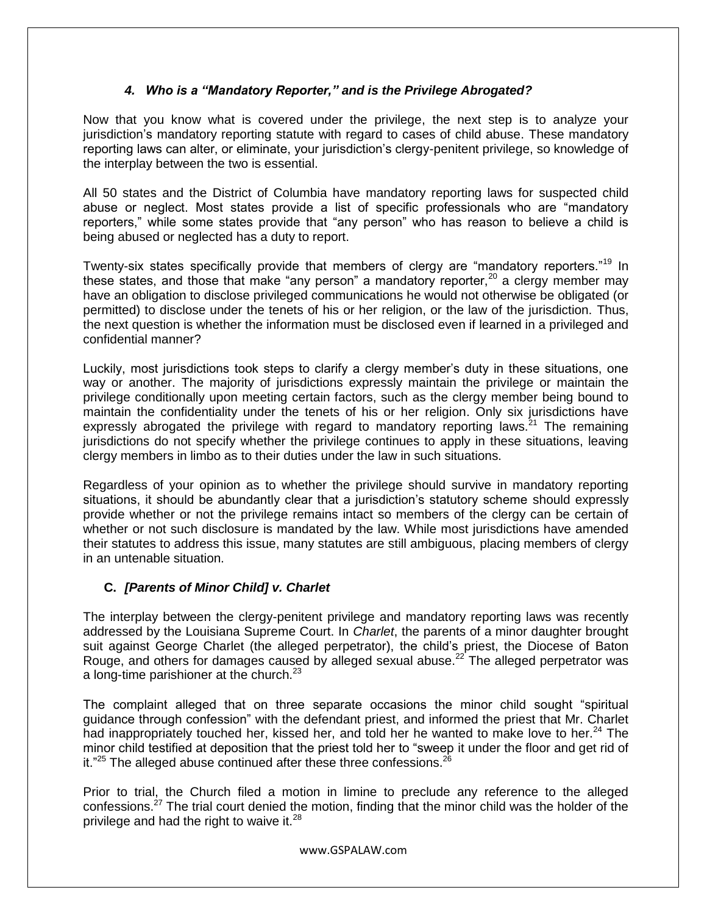### *4. Who is a "Mandatory Reporter," and is the Privilege Abrogated?*

Now that you know what is covered under the privilege, the next step is to analyze your jurisdiction's mandatory reporting statute with regard to cases of child abuse. These mandatory reporting laws can alter, or eliminate, your jurisdiction's clergy-penitent privilege, so knowledge of the interplay between the two is essential.

All 50 states and the District of Columbia have mandatory reporting laws for suspected child abuse or neglect. Most states provide a list of specific professionals who are "mandatory reporters," while some states provide that "any person" who has reason to believe a child is being abused or neglected has a duty to report.

Twenty-six states specifically provide that members of clergy are "mandatory reporters."[19] In these states, and those that make "any person" a mandatory reporter,[20] a clergy member may have an obligation to disclose privileged communications he would not otherwise be obligated (or permitted) to disclose under the tenets of his or her religion, or the law of the jurisdiction. Thus, the next question is whether the information must be disclosed even if learned in a privileged and confidential manner?

Luckily, most jurisdictions took steps to clarify a clergy member's duty in these situations, one way or another. The majority of jurisdictions expressly maintain the privilege or maintain the privilege conditionally upon meeting certain factors, such as the clergy member being bound to maintain the confidentiality under the tenets of his or her religion. Only six jurisdictions have expressly abrogated the privilege with regard to mandatory reporting laws.[21] The remaining jurisdictions do not specify whether the privilege continues to apply in these situations, leaving clergy members in limbo as to their duties under the law in such situations.

Regardless of your opinion as to whether the privilege should survive in mandatory reporting situations, it should be abundantly clear that a jurisdiction's statutory scheme should expressly provide whether or not the privilege remains intact so members of the clergy can be certain of whether or not such disclosure is mandated by the law. While most jurisdictions have amended their statutes to address this issue, many statutes are still ambiguous, placing members of clergy in an untenable situation.

### C. *[Parents of Minor Child] v. Charlet*

The interplay between the clergy-penitent privilege and mandatory reporting laws was recently addressed by the Louisiana Supreme Court. In *Charlet*, the parents of a minor daughter brought suit against George Charlet (the alleged perpetrator), the child's priest, the Diocese of Baton Rouge, and others for damages caused by alleged sexual abuse.[22] The alleged perpetrator was a long-time parishioner at the church.[23]

The complaint alleged that on three separate occasions the minor child sought "spiritual guidance through confession" with the defendant priest, and informed the priest that Mr. Charlet had inappropriately touched her, kissed her, and told her he wanted to make love to her.[24] The minor child testified at deposition that the priest told her to "sweep it under the floor and get rid of it."[25] The alleged abuse continued after these three confessions.[26]

Prior to trial, the Church filed a motion in limine to preclude any reference to the alleged confessions.[27] The trial court denied the motion, finding that the minor child was the holder of the privilege and had the right to waive it.[28]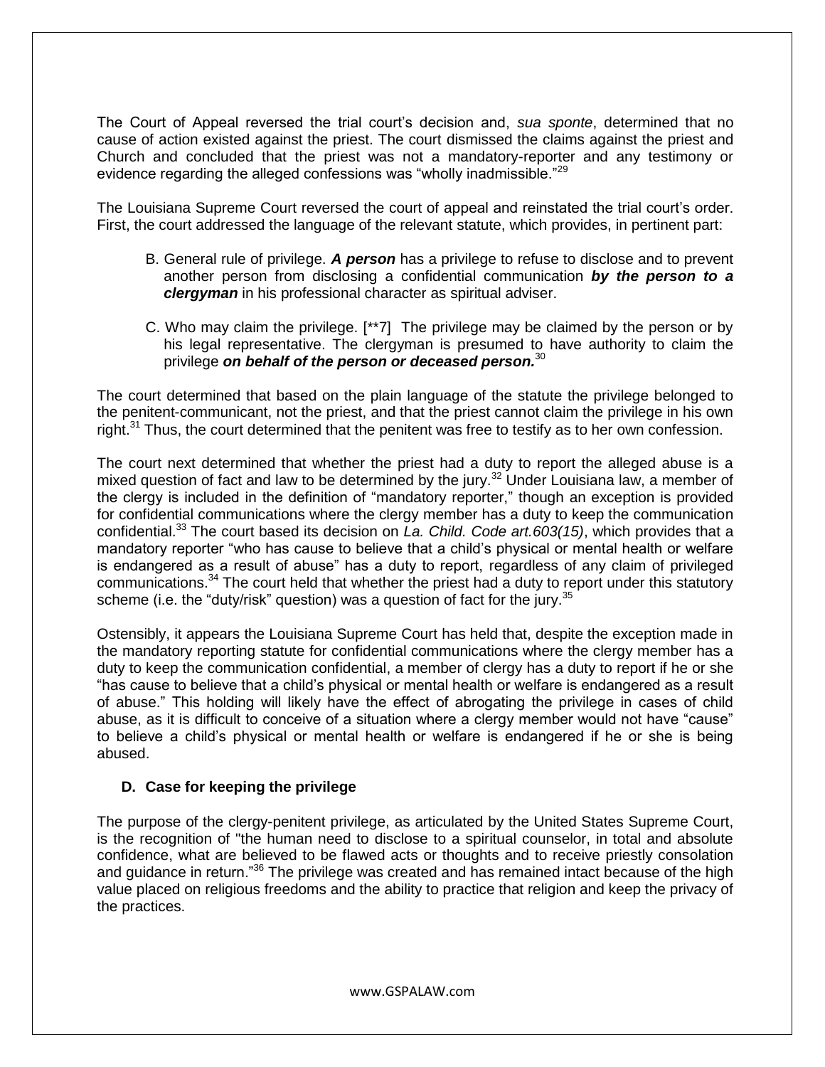The Court of Appeal reversed the trial court's decision and, *sua sponte*, determined that no cause of action existed against the priest. The court dismissed the claims against the priest and Church and concluded that the priest was not a mandatory-reporter and any testimony or evidence regarding the alleged confessions was "wholly inadmissible."[29]

The Louisiana Supreme Court reversed the court of appeal and reinstated the trial court's order. First, the court addressed the language of the relevant statute, which provides, in pertinent part:

> B. General rule of privilege. ***A person*** has a privilege to refuse to disclose and to prevent another person from disclosing a confidential communication ***by the person to a clergyman*** in his professional character as spiritual adviser.
>
> C. Who may claim the privilege. [**7] The privilege may be claimed by the person or by his legal representative. The clergyman is presumed to have authority to claim the privilege ***on behalf of the person or deceased person.***[30]

The court determined that based on the plain language of the statute the privilege belonged to the penitent-communicant, not the priest, and that the priest cannot claim the privilege in his own right.[31] Thus, the court determined that the penitent was free to testify as to her own confession.

The court next determined that whether the priest had a duty to report the alleged abuse is a mixed question of fact and law to be determined by the jury.[32] Under Louisiana law, a member of the clergy is included in the definition of "mandatory reporter," though an exception is provided for confidential communications where the clergy member has a duty to keep the communication confidential.[33] The court based its decision on *La. Child. Code art.603(15)*, which provides that a mandatory reporter "who has cause to believe that a child's physical or mental health or welfare is endangered as a result of abuse" has a duty to report, regardless of any claim of privileged communications.[34] The court held that whether the priest had a duty to report under this statutory scheme (i.e. the "duty/risk" question) was a question of fact for the jury.[35]

Ostensibly, it appears the Louisiana Supreme Court has held that, despite the exception made in the mandatory reporting statute for confidential communications where the clergy member has a duty to keep the communication confidential, a member of clergy has a duty to report if he or she "has cause to believe that a child's physical or mental health or welfare is endangered as a result of abuse." This holding will likely have the effect of abrogating the privilege in cases of child abuse, as it is difficult to conceive of a situation where a clergy member would not have "cause" to believe a child's physical or mental health or welfare is endangered if he or she is being abused.

### D. Case for keeping the privilege

The purpose of the clergy-penitent privilege, as articulated by the United States Supreme Court, is the recognition of "the human need to disclose to a spiritual counselor, in total and absolute confidence, what are believed to be flawed acts or thoughts and to receive priestly consolation and guidance in return."[36] The privilege was created and has remained intact because of the high value placed on religious freedoms and the ability to practice that religion and keep the privacy of the practices.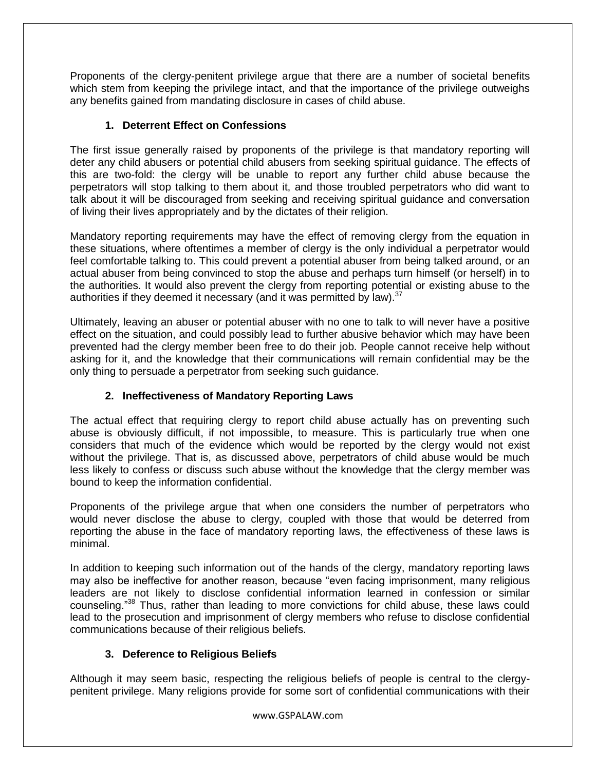Proponents of the clergy-penitent privilege argue that there are a number of societal benefits which stem from keeping the privilege intact, and that the importance of the privilege outweighs any benefits gained from mandating disclosure in cases of child abuse.

### 1. Deterrent Effect on Confessions

The first issue generally raised by proponents of the privilege is that mandatory reporting will deter any child abusers or potential child abusers from seeking spiritual guidance. The effects of this are two-fold: the clergy will be unable to report any further child abuse because the perpetrators will stop talking to them about it, and those troubled perpetrators who did want to talk about it will be discouraged from seeking and receiving spiritual guidance and conversation of living their lives appropriately and by the dictates of their religion.

Mandatory reporting requirements may have the effect of removing clergy from the equation in these situations, where oftentimes a member of clergy is the only individual a perpetrator would feel comfortable talking to. This could prevent a potential abuser from being talked around, or an actual abuser from being convinced to stop the abuse and perhaps turn himself (or herself) in to the authorities. It would also prevent the clergy from reporting potential or existing abuse to the authorities if they deemed it necessary (and it was permitted by law).[37]

Ultimately, leaving an abuser or potential abuser with no one to talk to will never have a positive effect on the situation, and could possibly lead to further abusive behavior which may have been prevented had the clergy member been free to do their job. People cannot receive help without asking for it, and the knowledge that their communications will remain confidential may be the only thing to persuade a perpetrator from seeking such guidance.

### 2. Ineffectiveness of Mandatory Reporting Laws

The actual effect that requiring clergy to report child abuse actually has on preventing such abuse is obviously difficult, if not impossible, to measure. This is particularly true when one considers that much of the evidence which would be reported by the clergy would not exist without the privilege. That is, as discussed above, perpetrators of child abuse would be much less likely to confess or discuss such abuse without the knowledge that the clergy member was bound to keep the information confidential.

Proponents of the privilege argue that when one considers the number of perpetrators who would never disclose the abuse to clergy, coupled with those that would be deterred from reporting the abuse in the face of mandatory reporting laws, the effectiveness of these laws is minimal.

In addition to keeping such information out of the hands of the clergy, mandatory reporting laws may also be ineffective for another reason, because "even facing imprisonment, many religious leaders are not likely to disclose confidential information learned in confession or similar counseling."[38] Thus, rather than leading to more convictions for child abuse, these laws could lead to the prosecution and imprisonment of clergy members who refuse to disclose confidential communications because of their religious beliefs.

### 3. Deference to Religious Beliefs

Although it may seem basic, respecting the religious beliefs of people is central to the clergy-penitent privilege. Many religions provide for some sort of confidential communications with their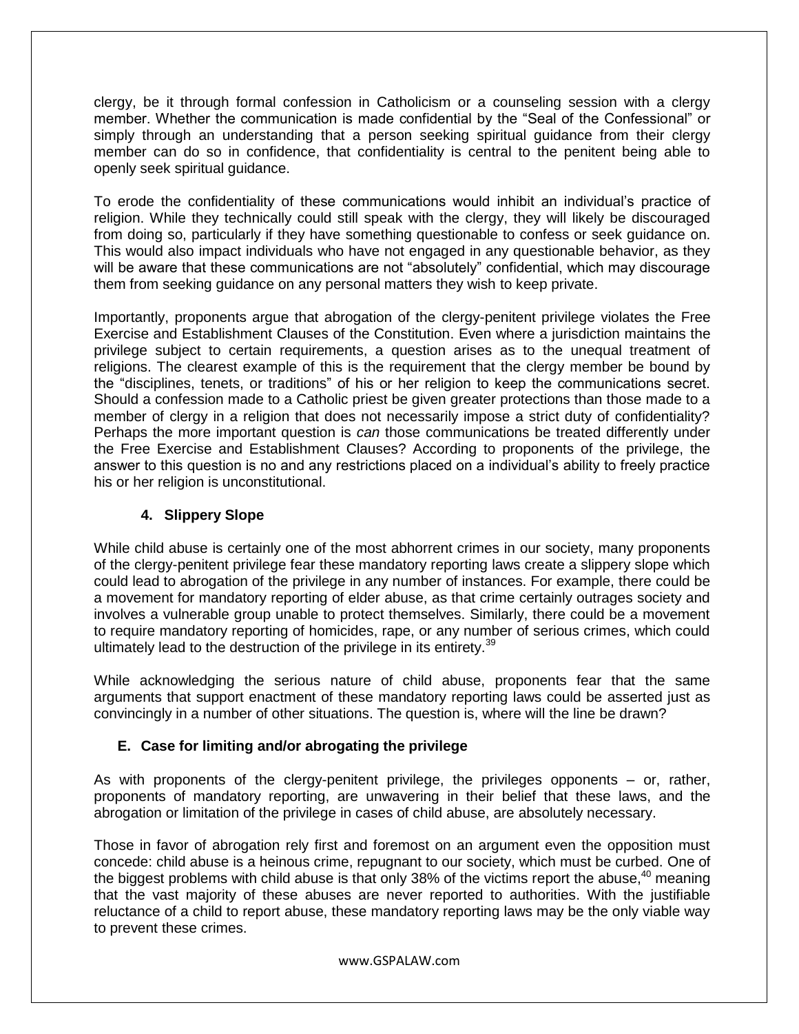clergy, be it through formal confession in Catholicism or a counseling session with a clergy member. Whether the communication is made confidential by the "Seal of the Confessional" or simply through an understanding that a person seeking spiritual guidance from their clergy member can do so in confidence, that confidentiality is central to the penitent being able to openly seek spiritual guidance.

To erode the confidentiality of these communications would inhibit an individual's practice of religion. While they technically could still speak with the clergy, they will likely be discouraged from doing so, particularly if they have something questionable to confess or seek guidance on. This would also impact individuals who have not engaged in any questionable behavior, as they will be aware that these communications are not "absolutely" confidential, which may discourage them from seeking guidance on any personal matters they wish to keep private.

Importantly, proponents argue that abrogation of the clergy-penitent privilege violates the Free Exercise and Establishment Clauses of the Constitution. Even where a jurisdiction maintains the privilege subject to certain requirements, a question arises as to the unequal treatment of religions. The clearest example of this is the requirement that the clergy member be bound by the "disciplines, tenets, or traditions" of his or her religion to keep the communications secret. Should a confession made to a Catholic priest be given greater protections than those made to a member of clergy in a religion that does not necessarily impose a strict duty of confidentiality? Perhaps the more important question is *can* those communications be treated differently under the Free Exercise and Establishment Clauses? According to proponents of the privilege, the answer to this question is no and any restrictions placed on a individual's ability to freely practice his or her religion is unconstitutional.

#### 4. Slippery Slope

While child abuse is certainly one of the most abhorrent crimes in our society, many proponents of the clergy-penitent privilege fear these mandatory reporting laws create a slippery slope which could lead to abrogation of the privilege in any number of instances. For example, there could be a movement for mandatory reporting of elder abuse, as that crime certainly outrages society and involves a vulnerable group unable to protect themselves. Similarly, there could be a movement to require mandatory reporting of homicides, rape, or any number of serious crimes, which could ultimately lead to the destruction of the privilege in its entirety.[39]

While acknowledging the serious nature of child abuse, proponents fear that the same arguments that support enactment of these mandatory reporting laws could be asserted just as convincingly in a number of other situations. The question is, where will the line be drawn?

### E. Case for limiting and/or abrogating the privilege

As with proponents of the clergy-penitent privilege, the privileges opponents – or, rather, proponents of mandatory reporting, are unwavering in their belief that these laws, and the abrogation or limitation of the privilege in cases of child abuse, are absolutely necessary.

Those in favor of abrogation rely first and foremost on an argument even the opposition must concede: child abuse is a heinous crime, repugnant to our society, which must be curbed. One of the biggest problems with child abuse is that only 38% of the victims report the abuse,[40] meaning that the vast majority of these abuses are never reported to authorities. With the justifiable reluctance of a child to report abuse, these mandatory reporting laws may be the only viable way to prevent these crimes.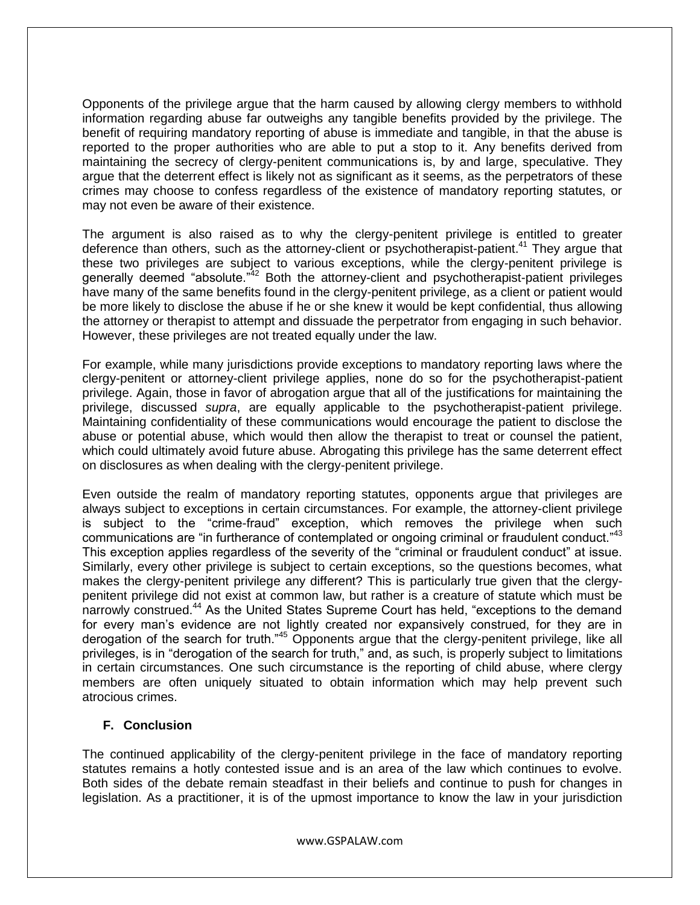Opponents of the privilege argue that the harm caused by allowing clergy members to withhold information regarding abuse far outweighs any tangible benefits provided by the privilege. The benefit of requiring mandatory reporting of abuse is immediate and tangible, in that the abuse is reported to the proper authorities who are able to put a stop to it. Any benefits derived from maintaining the secrecy of clergy-penitent communications is, by and large, speculative. They argue that the deterrent effect is likely not as significant as it seems, as the perpetrators of these crimes may choose to confess regardless of the existence of mandatory reporting statutes, or may not even be aware of their existence.

The argument is also raised as to why the clergy-penitent privilege is entitled to greater deference than others, such as the attorney-client or psychotherapist-patient.[41] They argue that these two privileges are subject to various exceptions, while the clergy-penitent privilege is generally deemed "absolute."[42] Both the attorney-client and psychotherapist-patient privileges have many of the same benefits found in the clergy-penitent privilege, as a client or patient would be more likely to disclose the abuse if he or she knew it would be kept confidential, thus allowing the attorney or therapist to attempt and dissuade the perpetrator from engaging in such behavior. However, these privileges are not treated equally under the law.

For example, while many jurisdictions provide exceptions to mandatory reporting laws where the clergy-penitent or attorney-client privilege applies, none do so for the psychotherapist-patient privilege. Again, those in favor of abrogation argue that all of the justifications for maintaining the privilege, discussed *supra*, are equally applicable to the psychotherapist-patient privilege. Maintaining confidentiality of these communications would encourage the patient to disclose the abuse or potential abuse, which would then allow the therapist to treat or counsel the patient, which could ultimately avoid future abuse. Abrogating this privilege has the same deterrent effect on disclosures as when dealing with the clergy-penitent privilege.

Even outside the realm of mandatory reporting statutes, opponents argue that privileges are always subject to exceptions in certain circumstances. For example, the attorney-client privilege is subject to the "crime-fraud" exception, which removes the privilege when such communications are "in furtherance of contemplated or ongoing criminal or fraudulent conduct."[43] This exception applies regardless of the severity of the "criminal or fraudulent conduct" at issue. Similarly, every other privilege is subject to certain exceptions, so the questions becomes, what makes the clergy-penitent privilege any different? This is particularly true given that the clergy-penitent privilege did not exist at common law, but rather is a creature of statute which must be narrowly construed.[44] As the United States Supreme Court has held, "exceptions to the demand for every man's evidence are not lightly created nor expansively construed, for they are in derogation of the search for truth."[45] Opponents argue that the clergy-penitent privilege, like all privileges, is in "derogation of the search for truth," and, as such, is properly subject to limitations in certain circumstances. One such circumstance is the reporting of child abuse, where clergy members are often uniquely situated to obtain information which may help prevent such atrocious crimes.

### F. Conclusion

The continued applicability of the clergy-penitent privilege in the face of mandatory reporting statutes remains a hotly contested issue and is an area of the law which continues to evolve. Both sides of the debate remain steadfast in their beliefs and continue to push for changes in legislation. As a practitioner, it is of the upmost importance to know the law in your jurisdiction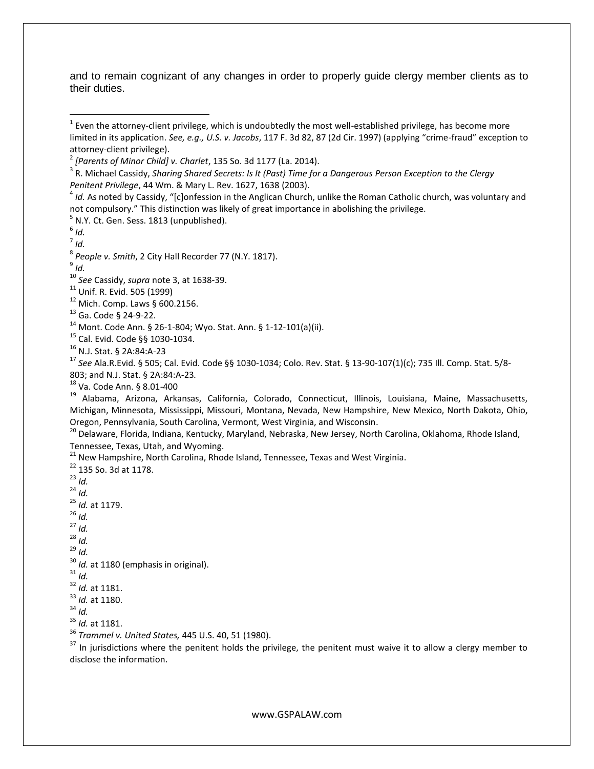and to remain cognizant of any changes in order to properly guide clergy member clients as to their duties.

---

[1] Even the attorney-client privilege, which is undoubtedly the most well-established privilege, has become more limited in its application. *See, e.g., U.S. v. Jacobs*, 117 F. 3d 82, 87 (2d Cir. 1997) (applying "crime-fraud" exception to attorney-client privilege).

[2] *[Parents of Minor Child] v. Charlet*, 135 So. 3d 1177 (La. 2014).

[3] R. Michael Cassidy, *Sharing Shared Secrets: Is It (Past) Time for a Dangerous Person Exception to the Clergy Penitent Privilege*, 44 Wm. & Mary L. Rev. 1627, 1638 (2003).

[4] *Id.* As noted by Cassidy, "[c]onfession in the Anglican Church, unlike the Roman Catholic church, was voluntary and not compulsory." This distinction was likely of great importance in abolishing the privilege.

[5] N.Y. Ct. Gen. Sess. 1813 (unpublished).

[6] *Id.*

[7] *Id.*

[8] *People v. Smith*, 2 City Hall Recorder 77 (N.Y. 1817).

[9] *Id.*

[10] *See* Cassidy, *supra* note 3, at 1638-39.

[11] Unif. R. Evid. 505 (1999)

[12] Mich. Comp. Laws § 600.2156.

[13] Ga. Code § 24-9-22.

[14] Mont. Code Ann. § 26-1-804; Wyo. Stat. Ann. § 1-12-101(a)(ii).

[15] Cal. Evid. Code §§ 1030-1034.

[16] N.J. Stat. § 2A:84:A-23

[17] *See* Ala.R.Evid. § 505; Cal. Evid. Code §§ 1030-1034; Colo. Rev. Stat. § 13-90-107(1)(c); 735 Ill. Comp. Stat. 5/8-803; and N.J. Stat. § 2A:84:A-23*.*

[18] Va. Code Ann. § 8.01-400

[19] Alabama, Arizona, Arkansas, California, Colorado, Connecticut, Illinois, Louisiana, Maine, Massachusetts, Michigan, Minnesota, Mississippi, Missouri, Montana, Nevada, New Hampshire, New Mexico, North Dakota, Ohio, Oregon, Pennsylvania, South Carolina, Vermont, West Virginia, and Wisconsin.

[20] Delaware, Florida, Indiana, Kentucky, Maryland, Nebraska, New Jersey, North Carolina, Oklahoma, Rhode Island, Tennessee, Texas, Utah, and Wyoming.

[21] New Hampshire, North Carolina, Rhode Island, Tennessee, Texas and West Virginia.

[22] 135 So. 3d at 1178.

[23] *Id.*

[24] *Id.*

[25] *Id.* at 1179.

[26] *Id.*

[27] *Id.*

[28] *Id.*

[29] *Id.*

[30] *Id.* at 1180 (emphasis in original).

[31] *Id.*

[32] *Id.* at 1181.

[33] *Id.* at 1180.

[34] *Id.*

[35] *Id.* at 1181.

[36] *Trammel v. United States,* 445 U.S. 40, 51 (1980).

[37] In jurisdictions where the penitent holds the privilege, the penitent must waive it to allow a clergy member to disclose the information.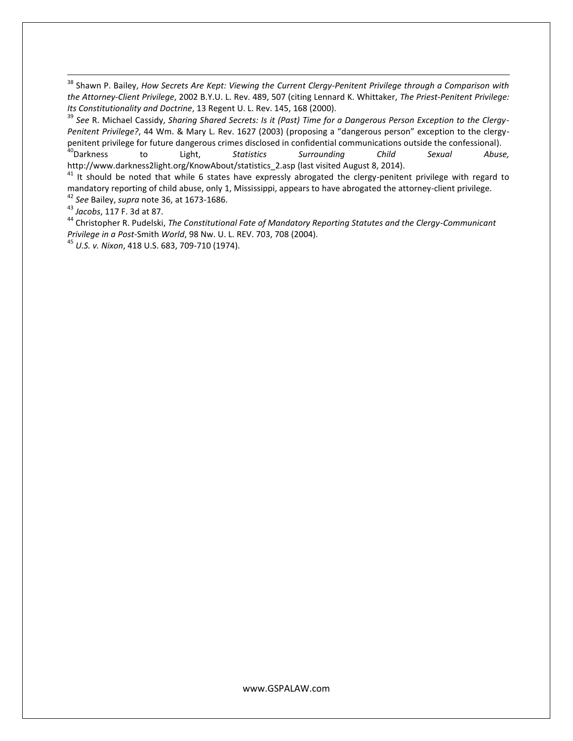[38] Shawn P. Bailey, *How Secrets Are Kept: Viewing the Current Clergy-Penitent Privilege through a Comparison with the Attorney-Client Privilege*, 2002 B.Y.U. L. Rev. 489, 507 (citing Lennard K. Whittaker, *The Priest-Penitent Privilege: Its Constitutionality and Doctrine*, 13 Regent U. L. Rev. 145, 168 (2000).

[39] *See* R. Michael Cassidy, *Sharing Shared Secrets: Is it (Past) Time for a Dangerous Person Exception to the Clergy-Penitent Privilege?*, 44 Wm. & Mary L. Rev. 1627 (2003) (proposing a "dangerous person" exception to the clergy-penitent privilege for future dangerous crimes disclosed in confidential communications outside the confessional).

[40] Darkness to Light, *Statistics Surrounding Child Sexual Abuse,* http://www.darkness2light.org/KnowAbout/statistics_2.asp (last visited August 8, 2014).

[41] It should be noted that while 6 states have expressly abrogated the clergy-penitent privilege with regard to mandatory reporting of child abuse, only 1, Mississippi, appears to have abrogated the attorney-client privilege.

[42] *See* Bailey, *supra* note 36, at 1673-1686.

[43] *Jacobs*, 117 F. 3d at 87.

[44] Christopher R. Pudelski, *The Constitutional Fate of Mandatory Reporting Statutes and the Clergy-Communicant Privilege in a Post-*Smith *World*, 98 Nw. U. L. REV. 703, 708 (2004).

[45] *U.S. v. Nixon*, 418 U.S. 683, 709-710 (1974).